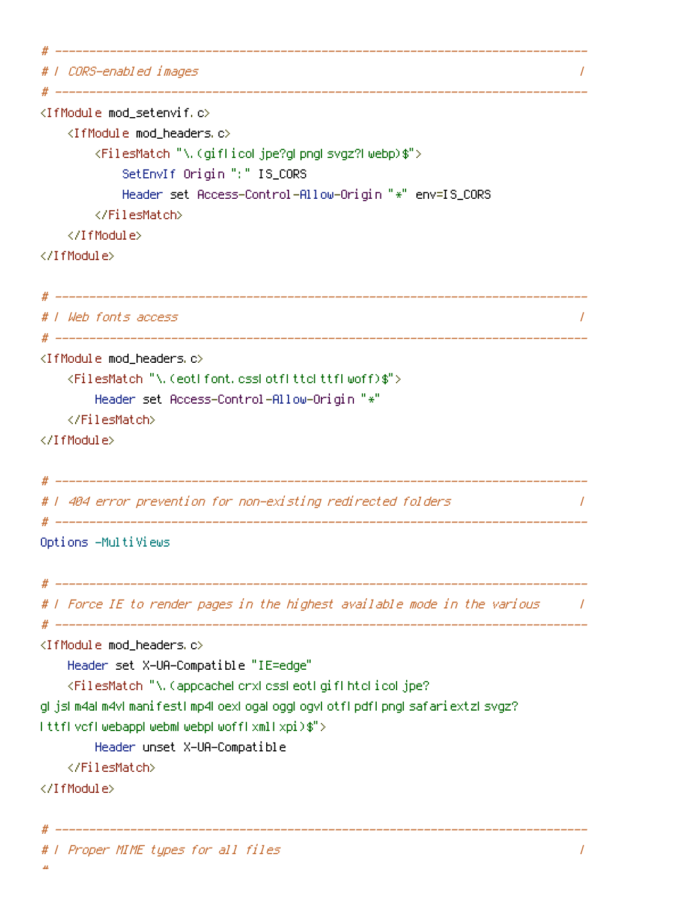```
# ------------------------------------------------------------------------------
# | CORS-enabled images                                                        |
# ------------------------------------------------------------------------------
<IfModule mod_setenvif.c>
    <IfModule mod_headers.c>
        <FilesMatch "\.(gif|ico|jpe?g|png|svgz?|webp)$">
            SetEnvIf Origin ":" IS_CORS
            Header set Access-Control-Allow-Origin "*" env=IS_CORS
        </FilesMatch>
    </IfModule>
</IfModule>

# ------------------------------------------------------------------------------
# | Web fonts access                                                           |
# ------------------------------------------------------------------------------
<IfModule mod_headers.c>
    <FilesMatch "\.(eot|font.css|otf|ttc|ttf|woff)$">
        Header set Access-Control-Allow-Origin "*"
    </FilesMatch>
</IfModule>

# ------------------------------------------------------------------------------
# | 404 error prevention for non-existing redirected folders                   |
# ------------------------------------------------------------------------------
Options -MultiViews

# ------------------------------------------------------------------------------
# | Force IE to render pages in the highest available mode in the various      |
# ------------------------------------------------------------------------------
<IfModule mod_headers.c>
    Header set X-UA-Compatible "IE=edge"
    <FilesMatch "\.(appcache|crx|css|eot|gif|htc|ico|jpe?
g|js|m4a|m4v|manifest|mp4|oex|oga|ogg|ogv|otf|pdf|png|safariextz|svgz?
|ttf|vcf|webapp|webm|webp|woff|xml|xpi)$">
        Header unset X-UA-Compatible
    </FilesMatch>
</IfModule>

# ------------------------------------------------------------------------------
# | Proper MIME types for all files                                            |
#
```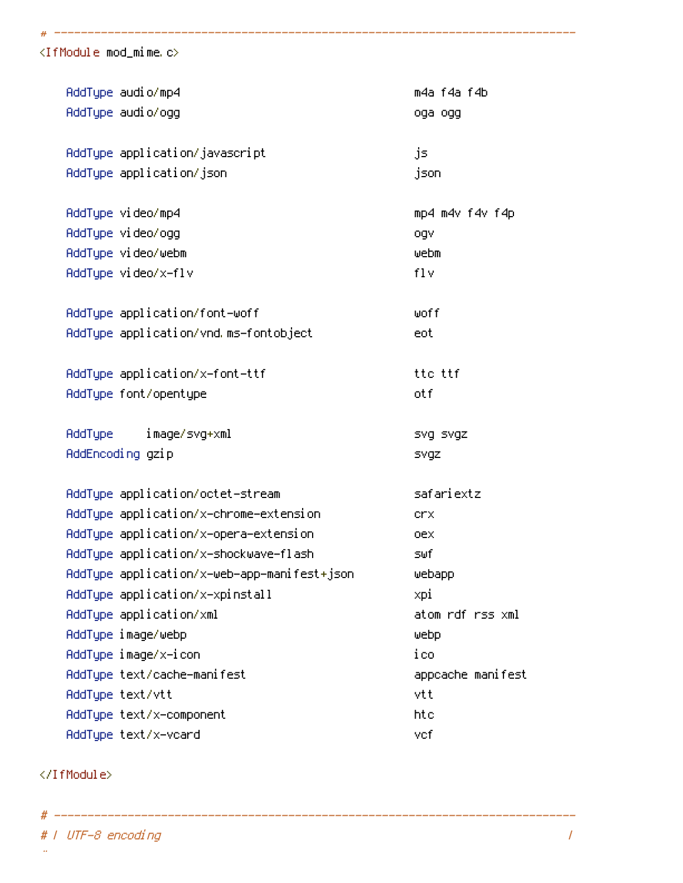```apache
# ------------------------------------------------------------------------------
<IfModule mod_mime.c>

    AddType audio/mp4                                   m4a f4a f4b
    AddType audio/ogg                                   oga ogg

    AddType application/javascript                      js
    AddType application/json                            json

    AddType video/mp4                                   mp4 m4v f4v f4p
    AddType video/ogg                                   ogv
    AddType video/webm                                  webm
    AddType video/x-flv                                 flv

    AddType application/font-woff                       woff
    AddType application/vnd.ms-fontobject               eot

    AddType application/x-font-ttf                      ttc ttf
    AddType font/opentype                               otf

    AddType     image/svg+xml                           svg svgz
    AddEncoding gzip                                    svgz

    AddType application/octet-stream                    safariextz
    AddType application/x-chrome-extension              crx
    AddType application/x-opera-extension               oex
    AddType application/x-shockwave-flash               swf
    AddType application/x-web-app-manifest+json         webapp
    AddType application/x-xpinstall                     xpi
    AddType application/xml                             atom rdf rss xml
    AddType image/webp                                  webp
    AddType image/x-icon                                ico
    AddType text/cache-manifest                         appcache manifest
    AddType text/vtt                                    vtt
    AddType text/x-component                            htc
    AddType text/x-vcard                                vcf

</IfModule>

# ------------------------------------------------------------------------------
# | UTF-8 encoding                                                             |
```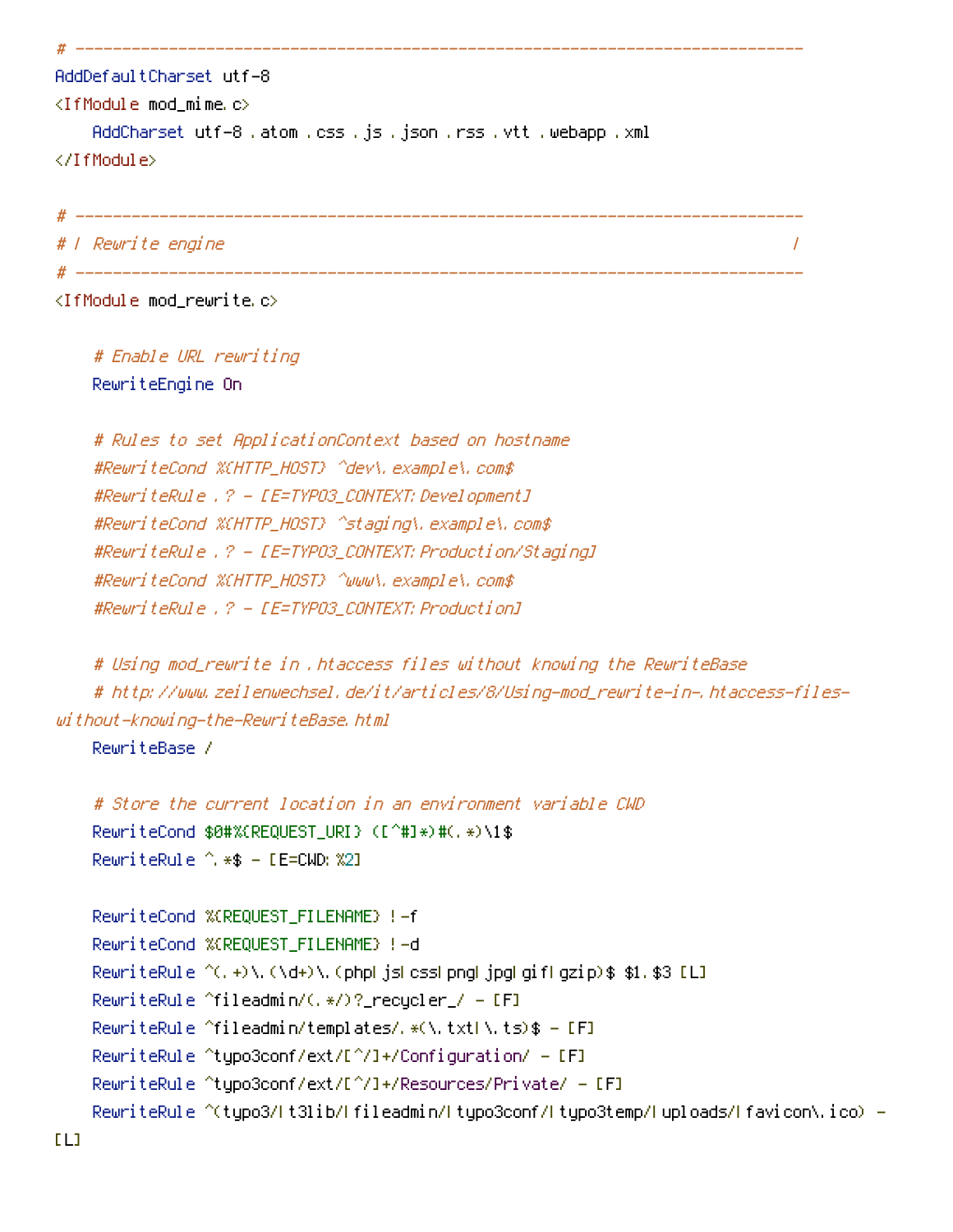```
# ------------------------------------------------------------------------------
AddDefaultCharset utf-8
<IfModule mod_mime.c>
    AddCharset utf-8 .atom .css .js .json .rss .vtt .webapp .xml
</IfModule>

# ------------------------------------------------------------------------------
# | Rewrite engine                                                             |
# ------------------------------------------------------------------------------
<IfModule mod_rewrite.c>

    # Enable URL rewriting
    RewriteEngine On

    # Rules to set ApplicationContext based on hostname
    #RewriteCond %{HTTP_HOST} ^dev\.example\.com$
    #RewriteRule .? - [E=TYPO3_CONTEXT:Development]
    #RewriteCond %{HTTP_HOST} ^staging\.example\.com$
    #RewriteRule .? - [E=TYPO3_CONTEXT:Production/Staging]
    #RewriteCond %{HTTP_HOST} ^www\.example\.com$
    #RewriteRule .? - [E=TYPO3_CONTEXT:Production]

    # Using mod_rewrite in .htaccess files without knowing the RewriteBase
    # http://www.zeilenwechsel.de/it/articles/8/Using-mod_rewrite-in-.htaccess-files-
without-knowing-the-RewriteBase.html
    RewriteBase /

    # Store the current location in an environment variable CWD
    RewriteCond $0#%{REQUEST_URI} ([^#]*)#(.*)\1$
    RewriteRule ^.*$ - [E=CWD:%2]

    RewriteCond %{REQUEST_FILENAME} !-f
    RewriteCond %{REQUEST_FILENAME} !-d
    RewriteRule ^(.+)\.(\d+)\.(php|js|css|png|jpg|gif|gzip)$ $1.$3 [L]
    RewriteRule ^fileadmin/(.*/)?_recycler_/ - [F]
    RewriteRule ^fileadmin/templates/.*(\.txt|\.ts)$ - [F]
    RewriteRule ^typo3conf/ext/[^/]+/Configuration/ - [F]
    RewriteRule ^typo3conf/ext/[^/]+/Resources/Private/ - [F]
    RewriteRule ^(typo3/|t3lib/|fileadmin/|typo3conf/|typo3temp/|uploads/|favicon\.ico) -
[L]
```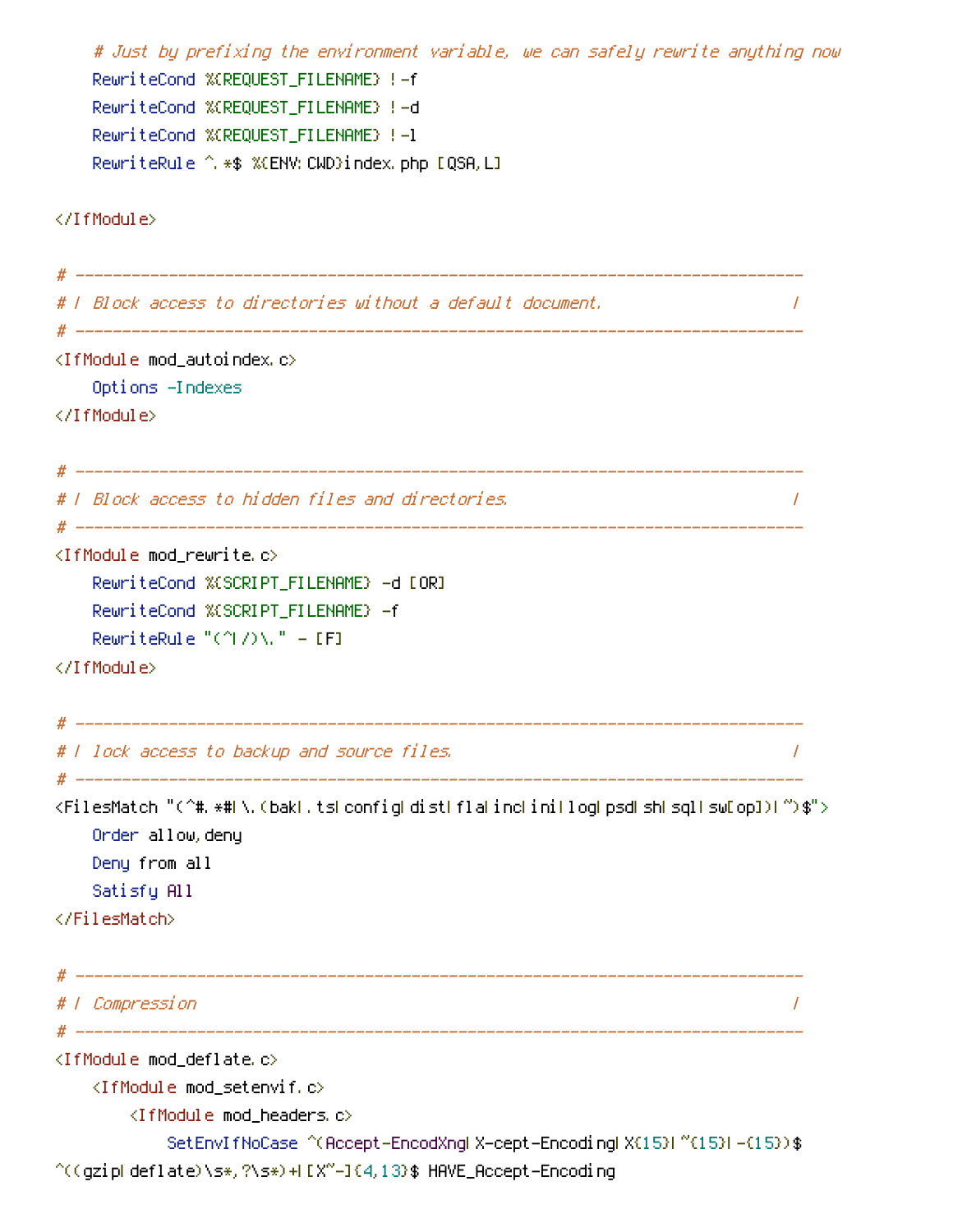```
    # Just by prefixing the environment variable, we can safely rewrite anything now
    RewriteCond %{REQUEST_FILENAME} !-f
    RewriteCond %{REQUEST_FILENAME} !-d
    RewriteCond %{REQUEST_FILENAME} !-l
    RewriteRule ^.*$ %{ENV:CWD}index.php [QSA,L]

</IfModule>

# ------------------------------------------------------------------------------
# | Block access to directories without a default document.                    |
# ------------------------------------------------------------------------------
<IfModule mod_autoindex.c>
    Options -Indexes
</IfModule>

# ------------------------------------------------------------------------------
# | Block access to hidden files and directories.                              |
# ------------------------------------------------------------------------------
<IfModule mod_rewrite.c>
    RewriteCond %{SCRIPT_FILENAME} -d [OR]
    RewriteCond %{SCRIPT_FILENAME} -f
    RewriteRule "(^|/)\." - [F]
</IfModule>

# ------------------------------------------------------------------------------
# | lock access to backup and source files.                                    |
# ------------------------------------------------------------------------------
<FilesMatch "(^#.*#|\.(bak|.ts|config|dist|fla|inc|ini|log|psd|sh|sql|sw[op])|~)$">
    Order allow,deny
    Deny from all
    Satisfy All
</FilesMatch>

# ------------------------------------------------------------------------------
# | Compression                                                                |
# ------------------------------------------------------------------------------
<IfModule mod_deflate.c>
    <IfModule mod_setenvif.c>
        <IfModule mod_headers.c>
            SetEnvIfNoCase ^(Accept-EncodXng|X-cept-Encoding|X{15}|~{15}|-{15})$
^((gzip|deflate)\s*,?\s*)+|[X~-]{4,13}$ HAVE_Accept-Encoding
```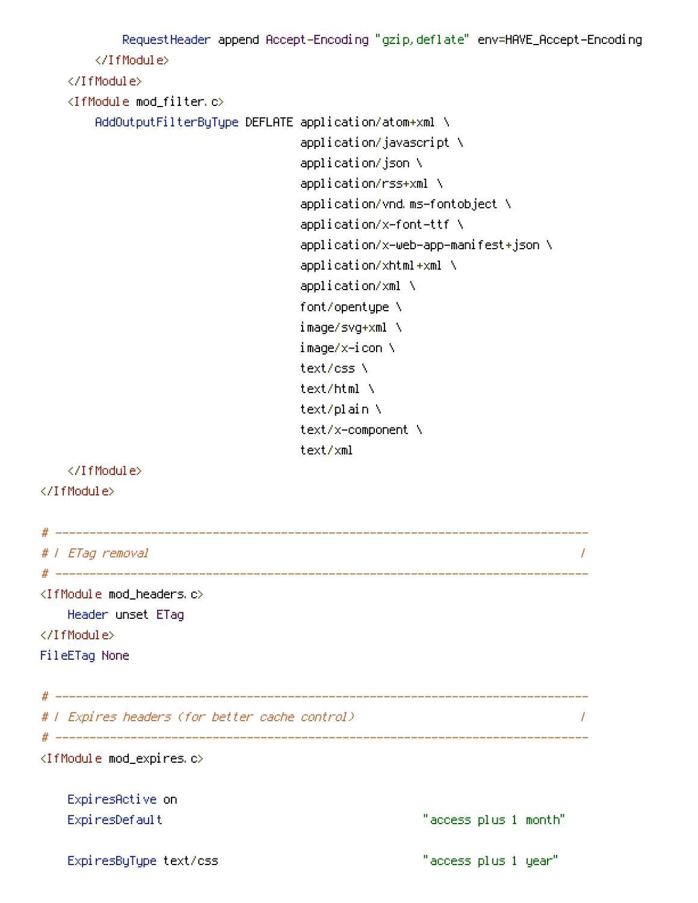```
            RequestHeader append Accept-Encoding "gzip,deflate" env=HAVE_Accept-Encoding
        </IfModule>
    </IfModule>
    <IfModule mod_filter.c>
        AddOutputFilterByType DEFLATE application/atom+xml \
                                      application/javascript \
                                      application/json \
                                      application/rss+xml \
                                      application/vnd.ms-fontobject \
                                      application/x-font-ttf \
                                      application/x-web-app-manifest+json \
                                      application/xhtml+xml \
                                      application/xml \
                                      font/opentype \
                                      image/svg+xml \
                                      image/x-icon \
                                      text/css \
                                      text/html \
                                      text/plain \
                                      text/x-component \
                                      text/xml
    </IfModule>
</IfModule>

# ------------------------------------------------------------------------------
# | ETag removal                                                               |
# ------------------------------------------------------------------------------
<IfModule mod_headers.c>
    Header unset ETag
</IfModule>
FileETag None

# ------------------------------------------------------------------------------
# | Expires headers (for better cache control)                                 |
# ------------------------------------------------------------------------------
<IfModule mod_expires.c>

    ExpiresActive on
    ExpiresDefault                                      "access plus 1 month"

    ExpiresByType text/css                              "access plus 1 year"
```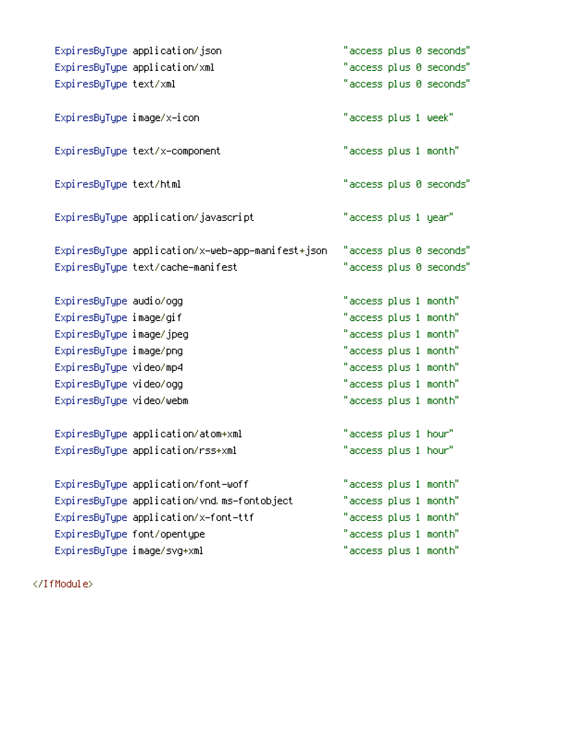```
    ExpiresByType application/json                      "access plus 0 seconds"
    ExpiresByType application/xml                       "access plus 0 seconds"
    ExpiresByType text/xml                              "access plus 0 seconds"

    ExpiresByType image/x-icon                          "access plus 1 week"

    ExpiresByType text/x-component                      "access plus 1 month"

    ExpiresByType text/html                             "access plus 0 seconds"

    ExpiresByType application/javascript                "access plus 1 year"

    ExpiresByType application/x-web-app-manifest+json   "access plus 0 seconds"
    ExpiresByType text/cache-manifest                   "access plus 0 seconds"

    ExpiresByType audio/ogg                             "access plus 1 month"
    ExpiresByType image/gif                             "access plus 1 month"
    ExpiresByType image/jpeg                            "access plus 1 month"
    ExpiresByType image/png                             "access plus 1 month"
    ExpiresByType video/mp4                             "access plus 1 month"
    ExpiresByType video/ogg                             "access plus 1 month"
    ExpiresByType video/webm                            "access plus 1 month"

    ExpiresByType application/atom+xml                  "access plus 1 hour"
    ExpiresByType application/rss+xml                   "access plus 1 hour"

    ExpiresByType application/font-woff                 "access plus 1 month"
    ExpiresByType application/vnd.ms-fontobject         "access plus 1 month"
    ExpiresByType application/x-font-ttf                "access plus 1 month"
    ExpiresByType font/opentype                         "access plus 1 month"
    ExpiresByType image/svg+xml                         "access plus 1 month"

</IfModule>
```